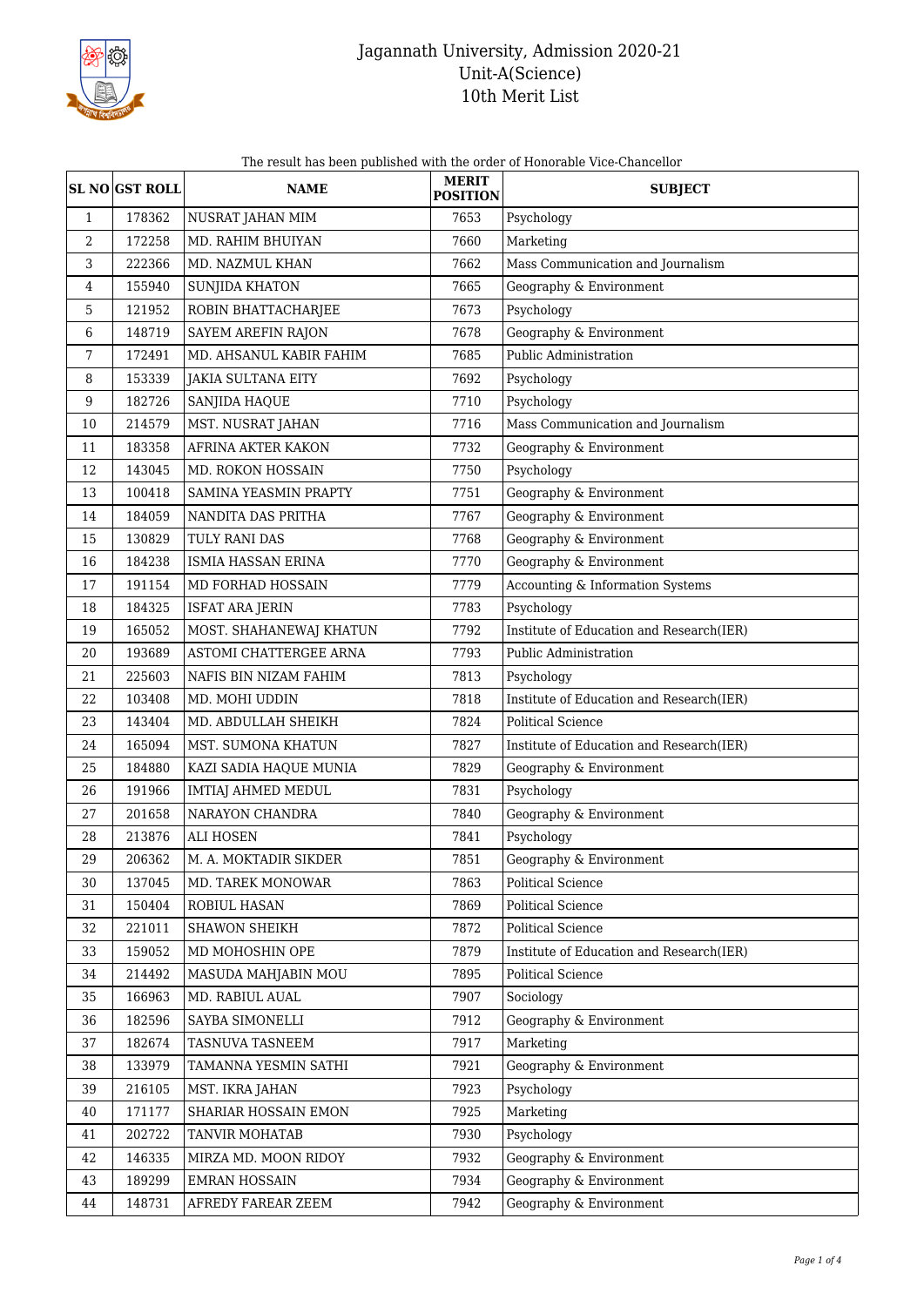# Jagannath University, Admission 2020-21
## Unit-A(Science)
## 10th Merit List

The result has been published with the order of Honorable Vice-Chancellor

| SL NO | GST ROLL | NAME | MERIT POSITION | SUBJECT |
|---|---|---|---|---|
| 1 | 178362 | NUSRAT JAHAN MIM | 7653 | Psychology |
| 2 | 172258 | MD. RAHIM BHUIYAN | 7660 | Marketing |
| 3 | 222366 | MD. NAZMUL KHAN | 7662 | Mass Communication and Journalism |
| 4 | 155940 | SUNJIDA KHATON | 7665 | Geography & Environment |
| 5 | 121952 | ROBIN BHATTACHARJEE | 7673 | Psychology |
| 6 | 148719 | SAYEM AREFIN RAJON | 7678 | Geography & Environment |
| 7 | 172491 | MD. AHSANUL KABIR FAHIM | 7685 | Public Administration |
| 8 | 153339 | JAKIA SULTANA EITY | 7692 | Psychology |
| 9 | 182726 | SANJIDA HAQUE | 7710 | Psychology |
| 10 | 214579 | MST. NUSRAT JAHAN | 7716 | Mass Communication and Journalism |
| 11 | 183358 | AFRINA AKTER KAKON | 7732 | Geography & Environment |
| 12 | 143045 | MD. ROKON HOSSAIN | 7750 | Psychology |
| 13 | 100418 | SAMINA YEASMIN PRAPTY | 7751 | Geography & Environment |
| 14 | 184059 | NANDITA DAS PRITHA | 7767 | Geography & Environment |
| 15 | 130829 | TULY RANI DAS | 7768 | Geography & Environment |
| 16 | 184238 | ISMIA HASSAN ERINA | 7770 | Geography & Environment |
| 17 | 191154 | MD FORHAD HOSSAIN | 7779 | Accounting & Information Systems |
| 18 | 184325 | ISFAT ARA JERIN | 7783 | Psychology |
| 19 | 165052 | MOST. SHAHANEWAJ KHATUN | 7792 | Institute of Education and Research(IER) |
| 20 | 193689 | ASTOMI CHATTERGEE ARNA | 7793 | Public Administration |
| 21 | 225603 | NAFIS BIN NIZAM FAHIM | 7813 | Psychology |
| 22 | 103408 | MD. MOHI UDDIN | 7818 | Institute of Education and Research(IER) |
| 23 | 143404 | MD. ABDULLAH SHEIKH | 7824 | Political Science |
| 24 | 165094 | MST. SUMONA KHATUN | 7827 | Institute of Education and Research(IER) |
| 25 | 184880 | KAZI SADIA HAQUE MUNIA | 7829 | Geography & Environment |
| 26 | 191966 | IMTIAJ AHMED MEDUL | 7831 | Psychology |
| 27 | 201658 | NARAYON CHANDRA | 7840 | Geography & Environment |
| 28 | 213876 | ALI HOSEN | 7841 | Psychology |
| 29 | 206362 | M. A. MOKTADIR SIKDER | 7851 | Geography & Environment |
| 30 | 137045 | MD. TAREK MONOWAR | 7863 | Political Science |
| 31 | 150404 | ROBIUL HASAN | 7869 | Political Science |
| 32 | 221011 | SHAWON SHEIKH | 7872 | Political Science |
| 33 | 159052 | MD MOHOSHIN OPE | 7879 | Institute of Education and Research(IER) |
| 34 | 214492 | MASUDA MAHJABIN MOU | 7895 | Political Science |
| 35 | 166963 | MD. RABIUL AUAL | 7907 | Sociology |
| 36 | 182596 | SAYBA SIMONELLI | 7912 | Geography & Environment |
| 37 | 182674 | TASNUVA TASNEEM | 7917 | Marketing |
| 38 | 133979 | TAMANNA YESMIN SATHI | 7921 | Geography & Environment |
| 39 | 216105 | MST. IKRA JAHAN | 7923 | Psychology |
| 40 | 171177 | SHARIAR HOSSAIN EMON | 7925 | Marketing |
| 41 | 202722 | TANVIR MOHATAB | 7930 | Psychology |
| 42 | 146335 | MIRZA MD. MOON RIDOY | 7932 | Geography & Environment |
| 43 | 189299 | EMRAN HOSSAIN | 7934 | Geography & Environment |
| 44 | 148731 | AFREDY FAREAR ZEEM | 7942 | Geography & Environment |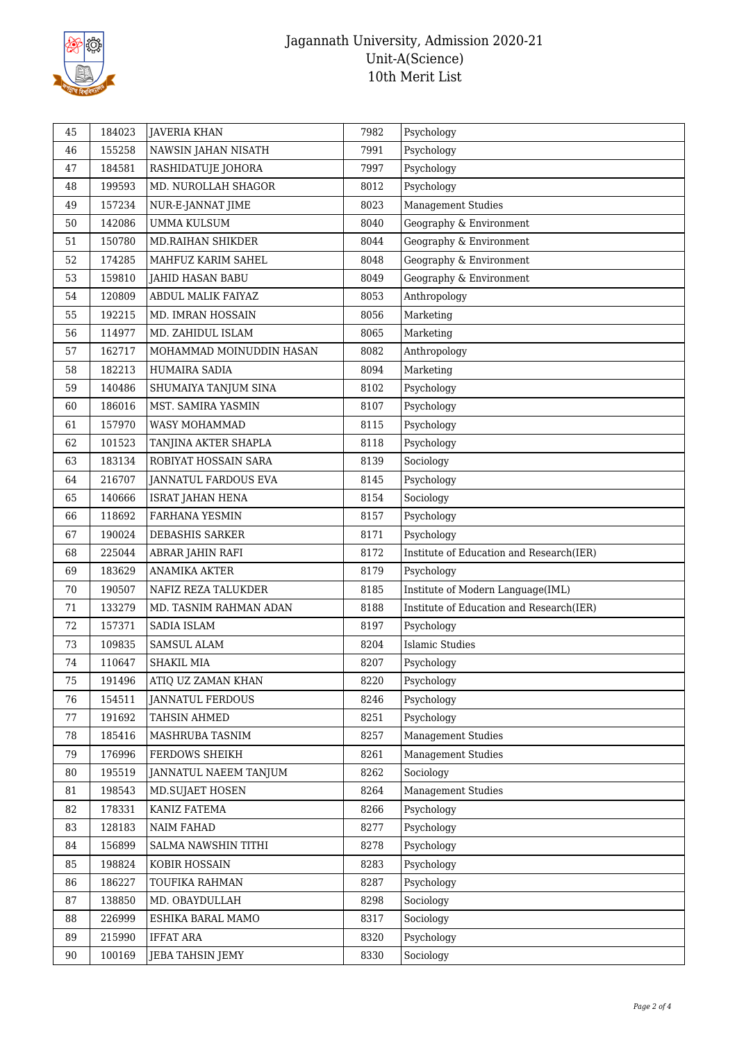# Jagannath University, Admission 2020-21
## Unit-A(Science)
## 10th Merit List

| | | | | |
|---|---|---|---|---|
| 45 | 184023 | JAVERIA KHAN | 7982 | Psychology |
| 46 | 155258 | NAWSIN JAHAN NISATH | 7991 | Psychology |
| 47 | 184581 | RASHIDATUJE JOHORA | 7997 | Psychology |
| 48 | 199593 | MD. NUROLLAH SHAGOR | 8012 | Psychology |
| 49 | 157234 | NUR-E-JANNAT JIME | 8023 | Management Studies |
| 50 | 142086 | UMMA KULSUM | 8040 | Geography & Environment |
| 51 | 150780 | MD.RAIHAN SHIKDER | 8044 | Geography & Environment |
| 52 | 174285 | MAHFUZ KARIM SAHEL | 8048 | Geography & Environment |
| 53 | 159810 | JAHID HASAN BABU | 8049 | Geography & Environment |
| 54 | 120809 | ABDUL MALIK FAIYAZ | 8053 | Anthropology |
| 55 | 192215 | MD. IMRAN HOSSAIN | 8056 | Marketing |
| 56 | 114977 | MD. ZAHIDUL ISLAM | 8065 | Marketing |
| 57 | 162717 | MOHAMMAD MOINUDDIN HASAN | 8082 | Anthropology |
| 58 | 182213 | HUMAIRA SADIA | 8094 | Marketing |
| 59 | 140486 | SHUMAIYA TANJUM SINA | 8102 | Psychology |
| 60 | 186016 | MST. SAMIRA YASMIN | 8107 | Psychology |
| 61 | 157970 | WASY MOHAMMAD | 8115 | Psychology |
| 62 | 101523 | TANJINA AKTER SHAPLA | 8118 | Psychology |
| 63 | 183134 | ROBIYAT HOSSAIN SARA | 8139 | Sociology |
| 64 | 216707 | JANNATUL FARDOUS EVA | 8145 | Psychology |
| 65 | 140666 | ISRAT JAHAN HENA | 8154 | Sociology |
| 66 | 118692 | FARHANA YESMIN | 8157 | Psychology |
| 67 | 190024 | DEBASHIS SARKER | 8171 | Psychology |
| 68 | 225044 | ABRAR JAHIN RAFI | 8172 | Institute of Education and Research(IER) |
| 69 | 183629 | ANAMIKA AKTER | 8179 | Psychology |
| 70 | 190507 | NAFIZ REZA TALUKDER | 8185 | Institute of Modern Language(IML) |
| 71 | 133279 | MD. TASNIM RAHMAN ADAN | 8188 | Institute of Education and Research(IER) |
| 72 | 157371 | SADIA ISLAM | 8197 | Psychology |
| 73 | 109835 | SAMSUL ALAM | 8204 | Islamic Studies |
| 74 | 110647 | SHAKIL MIA | 8207 | Psychology |
| 75 | 191496 | ATIQ UZ ZAMAN KHAN | 8220 | Psychology |
| 76 | 154511 | JANNATUL FERDOUS | 8246 | Psychology |
| 77 | 191692 | TAHSIN AHMED | 8251 | Psychology |
| 78 | 185416 | MASHRUBA TASNIM | 8257 | Management Studies |
| 79 | 176996 | FERDOWS SHEIKH | 8261 | Management Studies |
| 80 | 195519 | JANNATUL NAEEM TANJUM | 8262 | Sociology |
| 81 | 198543 | MD.SUJAET HOSEN | 8264 | Management Studies |
| 82 | 178331 | KANIZ FATEMA | 8266 | Psychology |
| 83 | 128183 | NAIM FAHAD | 8277 | Psychology |
| 84 | 156899 | SALMA NAWSHIN TITHI | 8278 | Psychology |
| 85 | 198824 | KOBIR HOSSAIN | 8283 | Psychology |
| 86 | 186227 | TOUFIKA RAHMAN | 8287 | Psychology |
| 87 | 138850 | MD. OBAYDULLAH | 8298 | Sociology |
| 88 | 226999 | ESHIKA BARAL MAMO | 8317 | Sociology |
| 89 | 215990 | IFFAT ARA | 8320 | Psychology |
| 90 | 100169 | JEBA TAHSIN JEMY | 8330 | Sociology |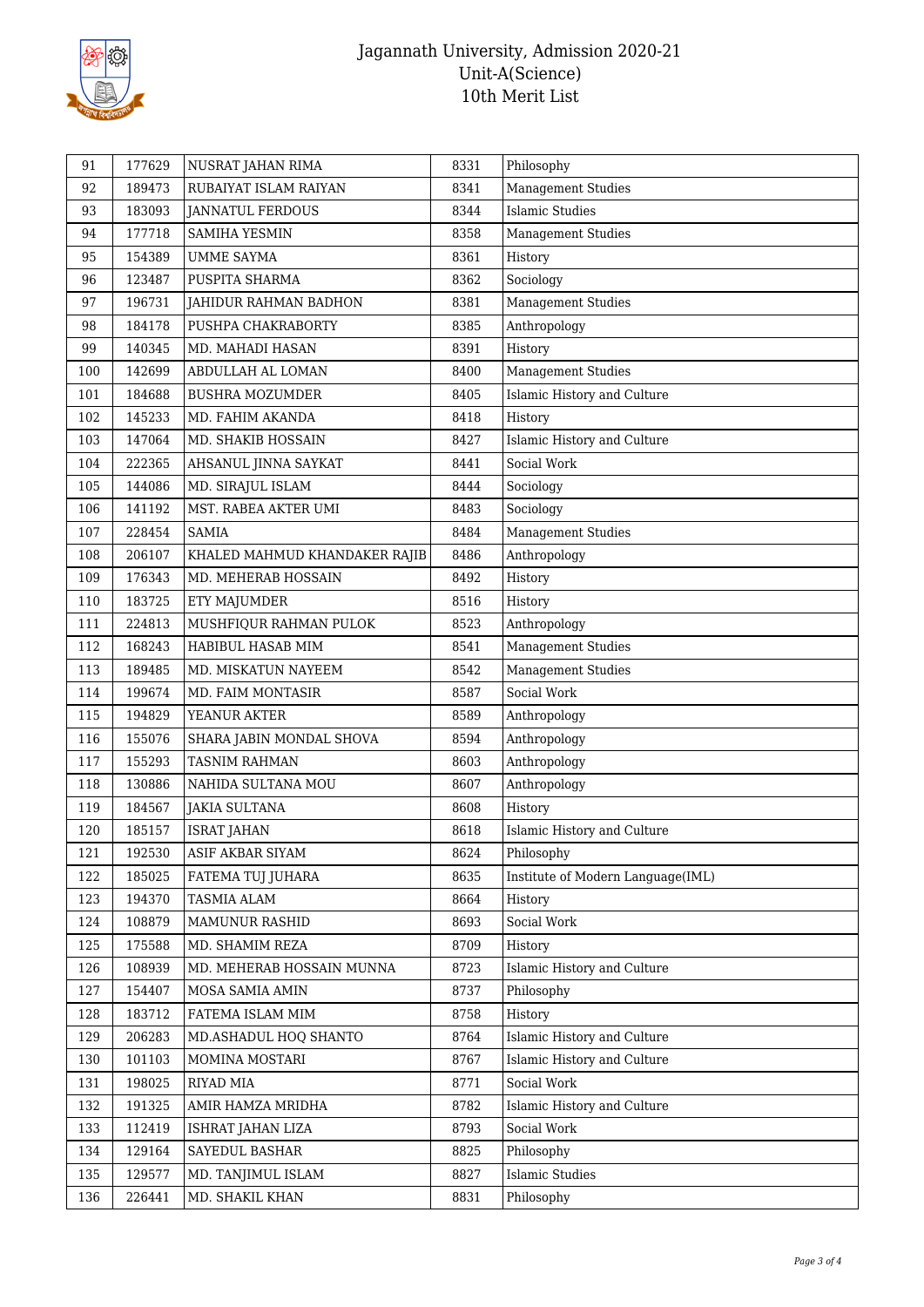# Jagannath University, Admission 2020-21
## Unit-A(Science)
## 10th Merit List

| | | | | |
|---|---|---|---|---|
| 91 | 177629 | NUSRAT JAHAN RIMA | 8331 | Philosophy |
| 92 | 189473 | RUBAIYAT ISLAM RAIYAN | 8341 | Management Studies |
| 93 | 183093 | JANNATUL FERDOUS | 8344 | Islamic Studies |
| 94 | 177718 | SAMIHA YESMIN | 8358 | Management Studies |
| 95 | 154389 | UMME SAYMA | 8361 | History |
| 96 | 123487 | PUSPITA SHARMA | 8362 | Sociology |
| 97 | 196731 | JAHIDUR RAHMAN BADHON | 8381 | Management Studies |
| 98 | 184178 | PUSHPA CHAKRABORTY | 8385 | Anthropology |
| 99 | 140345 | MD. MAHADI HASAN | 8391 | History |
| 100 | 142699 | ABDULLAH AL LOMAN | 8400 | Management Studies |
| 101 | 184688 | BUSHRA MOZUMDER | 8405 | Islamic History and Culture |
| 102 | 145233 | MD. FAHIM AKANDA | 8418 | History |
| 103 | 147064 | MD. SHAKIB HOSSAIN | 8427 | Islamic History and Culture |
| 104 | 222365 | AHSANUL JINNA SAYKAT | 8441 | Social Work |
| 105 | 144086 | MD. SIRAJUL ISLAM | 8444 | Sociology |
| 106 | 141192 | MST. RABEA AKTER UMI | 8483 | Sociology |
| 107 | 228454 | SAMIA | 8484 | Management Studies |
| 108 | 206107 | KHALED MAHMUD KHANDAKER RAJIB | 8486 | Anthropology |
| 109 | 176343 | MD. MEHERAB HOSSAIN | 8492 | History |
| 110 | 183725 | ETY MAJUMDER | 8516 | History |
| 111 | 224813 | MUSHFIQUR RAHMAN PULOK | 8523 | Anthropology |
| 112 | 168243 | HABIBUL HASAB MIM | 8541 | Management Studies |
| 113 | 189485 | MD. MISKATUN NAYEEM | 8542 | Management Studies |
| 114 | 199674 | MD. FAIM MONTASIR | 8587 | Social Work |
| 115 | 194829 | YEANUR AKTER | 8589 | Anthropology |
| 116 | 155076 | SHARA JABIN MONDAL SHOVA | 8594 | Anthropology |
| 117 | 155293 | TASNIM RAHMAN | 8603 | Anthropology |
| 118 | 130886 | NAHIDA SULTANA MOU | 8607 | Anthropology |
| 119 | 184567 | JAKIA SULTANA | 8608 | History |
| 120 | 185157 | ISRAT JAHAN | 8618 | Islamic History and Culture |
| 121 | 192530 | ASIF AKBAR SIYAM | 8624 | Philosophy |
| 122 | 185025 | FATEMA TUJ JUHARA | 8635 | Institute of Modern Language(IML) |
| 123 | 194370 | TASMIA ALAM | 8664 | History |
| 124 | 108879 | MAMUNUR RASHID | 8693 | Social Work |
| 125 | 175588 | MD. SHAMIM REZA | 8709 | History |
| 126 | 108939 | MD. MEHERAB HOSSAIN MUNNA | 8723 | Islamic History and Culture |
| 127 | 154407 | MOSA SAMIA AMIN | 8737 | Philosophy |
| 128 | 183712 | FATEMA ISLAM MIM | 8758 | History |
| 129 | 206283 | MD.ASHADUL HOQ SHANTO | 8764 | Islamic History and Culture |
| 130 | 101103 | MOMINA MOSTARI | 8767 | Islamic History and Culture |
| 131 | 198025 | RIYAD MIA | 8771 | Social Work |
| 132 | 191325 | AMIR HAMZA MRIDHA | 8782 | Islamic History and Culture |
| 133 | 112419 | ISHRAT JAHAN LIZA | 8793 | Social Work |
| 134 | 129164 | SAYEDUL BASHAR | 8825 | Philosophy |
| 135 | 129577 | MD. TANJIMUL ISLAM | 8827 | Islamic Studies |
| 136 | 226441 | MD. SHAKIL KHAN | 8831 | Philosophy |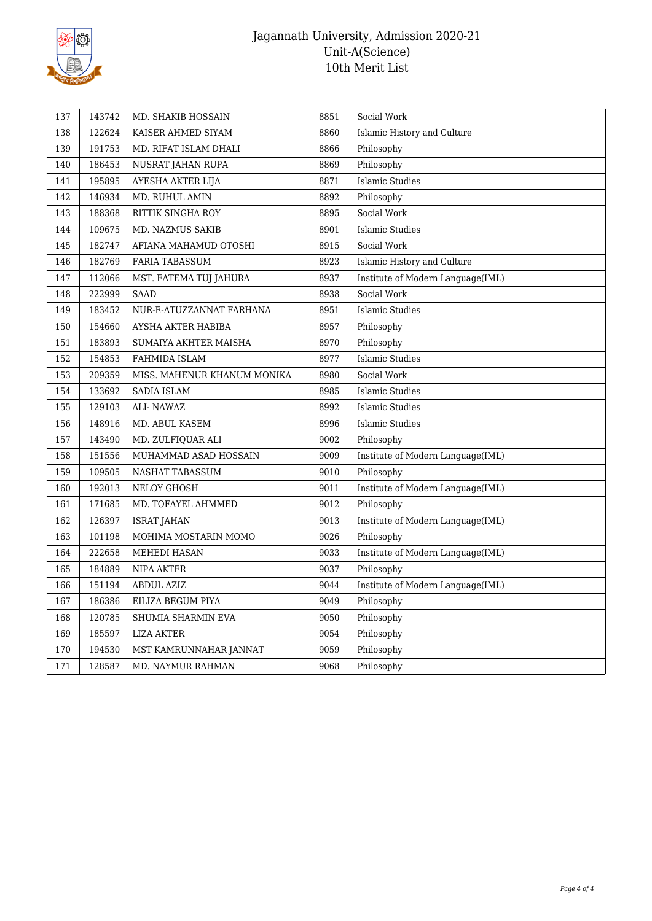# Jagannath University, Admission 2020-21
## Unit-A(Science)
## 10th Merit List

| | | | | |
|---|---|---|---|---|
| 137 | 143742 | MD. SHAKIB HOSSAIN | 8851 | Social Work |
| 138 | 122624 | KAISER AHMED SIYAM | 8860 | Islamic History and Culture |
| 139 | 191753 | MD. RIFAT ISLAM DHALI | 8866 | Philosophy |
| 140 | 186453 | NUSRAT JAHAN RUPA | 8869 | Philosophy |
| 141 | 195895 | AYESHA AKTER LIJA | 8871 | Islamic Studies |
| 142 | 146934 | MD. RUHUL AMIN | 8892 | Philosophy |
| 143 | 188368 | RITTIK SINGHA ROY | 8895 | Social Work |
| 144 | 109675 | MD. NAZMUS SAKIB | 8901 | Islamic Studies |
| 145 | 182747 | AFIANA MAHAMUD OTOSHI | 8915 | Social Work |
| 146 | 182769 | FARIA TABASSUM | 8923 | Islamic History and Culture |
| 147 | 112066 | MST. FATEMA TUJ JAHURA | 8937 | Institute of Modern Language(IML) |
| 148 | 222999 | SAAD | 8938 | Social Work |
| 149 | 183452 | NUR-E-ATUZZANNAT FARHANA | 8951 | Islamic Studies |
| 150 | 154660 | AYSHA AKTER HABIBA | 8957 | Philosophy |
| 151 | 183893 | SUMAIYA AKHTER MAISHA | 8970 | Philosophy |
| 152 | 154853 | FAHMIDA ISLAM | 8977 | Islamic Studies |
| 153 | 209359 | MISS. MAHENUR KHANUM MONIKA | 8980 | Social Work |
| 154 | 133692 | SADIA ISLAM | 8985 | Islamic Studies |
| 155 | 129103 | ALI- NAWAZ | 8992 | Islamic Studies |
| 156 | 148916 | MD. ABUL KASEM | 8996 | Islamic Studies |
| 157 | 143490 | MD. ZULFIQUAR ALI | 9002 | Philosophy |
| 158 | 151556 | MUHAMMAD ASAD HOSSAIN | 9009 | Institute of Modern Language(IML) |
| 159 | 109505 | NASHAT TABASSUM | 9010 | Philosophy |
| 160 | 192013 | NELOY GHOSH | 9011 | Institute of Modern Language(IML) |
| 161 | 171685 | MD. TOFAYEL AHMMED | 9012 | Philosophy |
| 162 | 126397 | ISRAT JAHAN | 9013 | Institute of Modern Language(IML) |
| 163 | 101198 | MOHIMA MOSTARIN MOMO | 9026 | Philosophy |
| 164 | 222658 | MEHEDI HASAN | 9033 | Institute of Modern Language(IML) |
| 165 | 184889 | NIPA AKTER | 9037 | Philosophy |
| 166 | 151194 | ABDUL AZIZ | 9044 | Institute of Modern Language(IML) |
| 167 | 186386 | EILIZA BEGUM PIYA | 9049 | Philosophy |
| 168 | 120785 | SHUMIA SHARMIN EVA | 9050 | Philosophy |
| 169 | 185597 | LIZA AKTER | 9054 | Philosophy |
| 170 | 194530 | MST KAMRUNNAHAR JANNAT | 9059 | Philosophy |
| 171 | 128587 | MD. NAYMUR RAHMAN | 9068 | Philosophy |